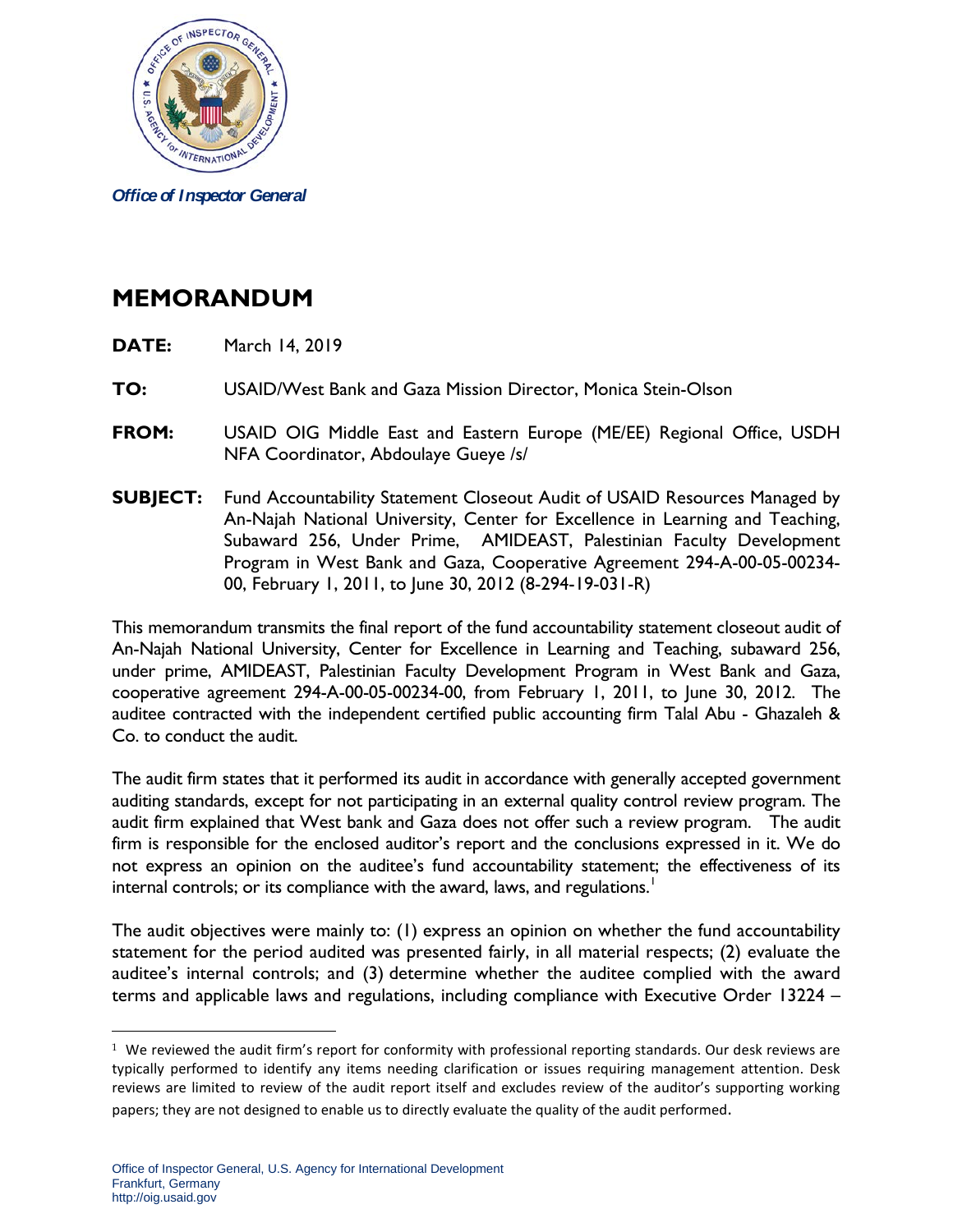Office of Inspector General

# MEMORANDUM

**DATE:** March 14, 2019

**TO:** USAID/West Bank and Gaza Mission Director, Monica Stein-Olson

**FROM:** USAID OIG Middle East and Eastern Europe (ME/EE) Regional Office, USDH NFA Coordinator, Abdoulaye Gueye /s/

**SUBJECT:** Fund Accountability Statement Closeout Audit of USAID Resources Managed by An-Najah National University, Center for Excellence in Learning and Teaching, Subaward 256, Under Prime, AMIDEAST, Palestinian Faculty Development Program in West Bank and Gaza, Cooperative Agreement 294-A-00-05-00234-00, February 1, 2011, to June 30, 2012 (8-294-19-031-R)

This memorandum transmits the final report of the fund accountability statement closeout audit of An-Najah National University, Center for Excellence in Learning and Teaching, subaward 256, under prime, AMIDEAST, Palestinian Faculty Development Program in West Bank and Gaza, cooperative agreement 294-A-00-05-00234-00, from February 1, 2011, to June 30, 2012. The auditee contracted with the independent certified public accounting firm Talal Abu - Ghazaleh & Co. to conduct the audit.

The audit firm states that it performed its audit in accordance with generally accepted government auditing standards, except for not participating in an external quality control review program. The audit firm explained that West bank and Gaza does not offer such a review program. The audit firm is responsible for the enclosed auditor's report and the conclusions expressed in it. We do not express an opinion on the auditee's fund accountability statement; the effectiveness of its internal controls; or its compliance with the award, laws, and regulations.[1]

The audit objectives were mainly to: (1) express an opinion on whether the fund accountability statement for the period audited was presented fairly, in all material respects; (2) evaluate the auditee's internal controls; and (3) determine whether the auditee complied with the award terms and applicable laws and regulations, including compliance with Executive Order 13224 –

---

[1] We reviewed the audit firm's report for conformity with professional reporting standards. Our desk reviews are typically performed to identify any items needing clarification or issues requiring management attention. Desk reviews are limited to review of the audit report itself and excludes review of the auditor's supporting working papers; they are not designed to enable us to directly evaluate the quality of the audit performed.

Office of Inspector General, U.S. Agency for International Development
Frankfurt, Germany
http://oig.usaid.gov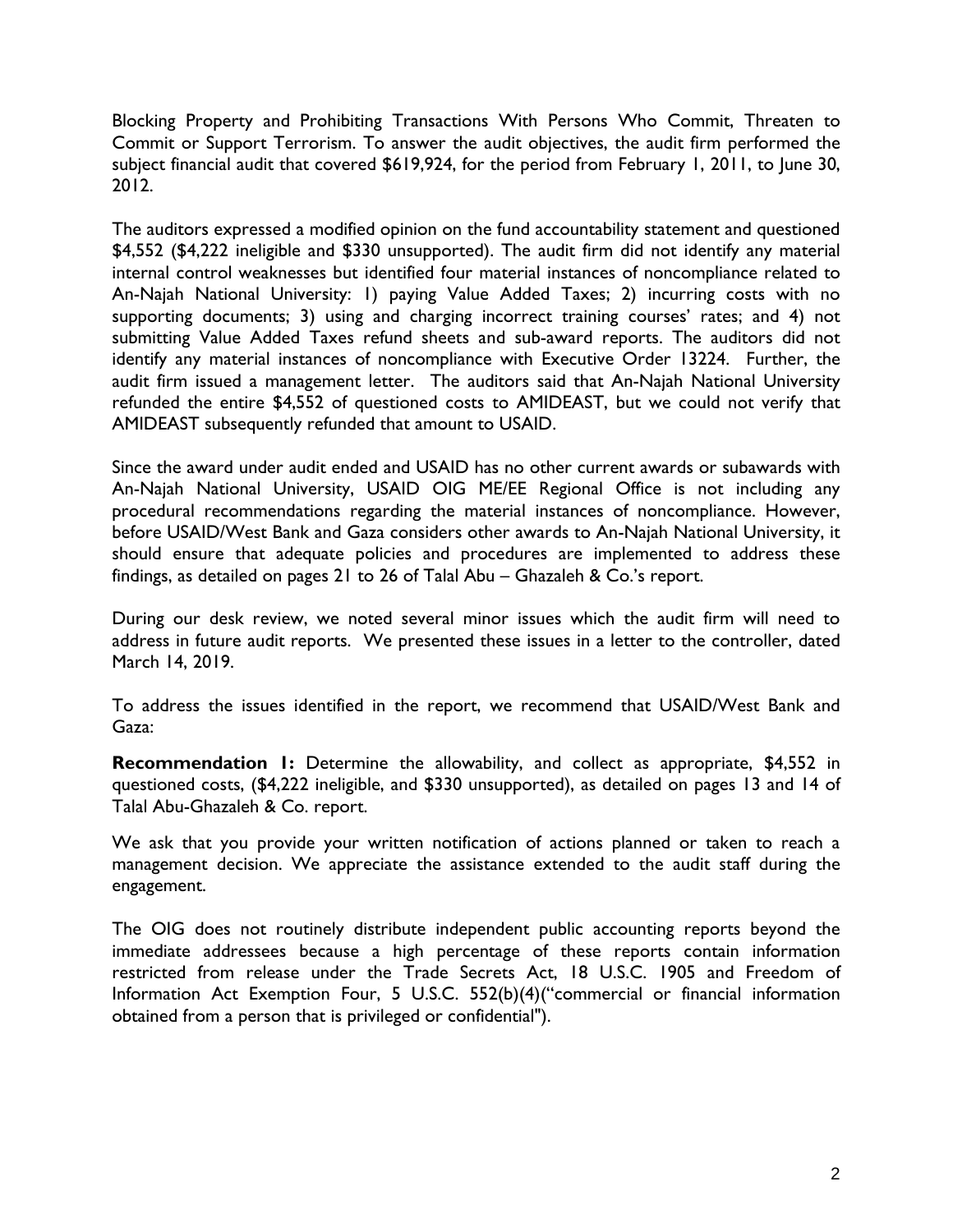Blocking Property and Prohibiting Transactions With Persons Who Commit, Threaten to Commit or Support Terrorism. To answer the audit objectives, the audit firm performed the subject financial audit that covered $619,924, for the period from February 1, 2011, to June 30, 2012.

The auditors expressed a modified opinion on the fund accountability statement and questioned $4,552 ($4,222 ineligible and $330 unsupported). The audit firm did not identify any material internal control weaknesses but identified four material instances of noncompliance related to An-Najah National University: 1) paying Value Added Taxes; 2) incurring costs with no supporting documents; 3) using and charging incorrect training courses' rates; and 4) not submitting Value Added Taxes refund sheets and sub-award reports. The auditors did not identify any material instances of noncompliance with Executive Order 13224. Further, the audit firm issued a management letter. The auditors said that An-Najah National University refunded the entire $4,552 of questioned costs to AMIDEAST, but we could not verify that AMIDEAST subsequently refunded that amount to USAID.

Since the award under audit ended and USAID has no other current awards or subawards with An-Najah National University, USAID OIG ME/EE Regional Office is not including any procedural recommendations regarding the material instances of noncompliance. However, before USAID/West Bank and Gaza considers other awards to An-Najah National University, it should ensure that adequate policies and procedures are implemented to address these findings, as detailed on pages 21 to 26 of Talal Abu – Ghazaleh & Co.'s report.

During our desk review, we noted several minor issues which the audit firm will need to address in future audit reports. We presented these issues in a letter to the controller, dated March 14, 2019.

To address the issues identified in the report, we recommend that USAID/West Bank and Gaza:

**Recommendation 1:** Determine the allowability, and collect as appropriate, $4,552 in questioned costs, ($4,222 ineligible, and $330 unsupported), as detailed on pages 13 and 14 of Talal Abu-Ghazaleh & Co. report.

We ask that you provide your written notification of actions planned or taken to reach a management decision. We appreciate the assistance extended to the audit staff during the engagement.

The OIG does not routinely distribute independent public accounting reports beyond the immediate addressees because a high percentage of these reports contain information restricted from release under the Trade Secrets Act, 18 U.S.C. 1905 and Freedom of Information Act Exemption Four, 5 U.S.C. 552(b)(4)("commercial or financial information obtained from a person that is privileged or confidential").